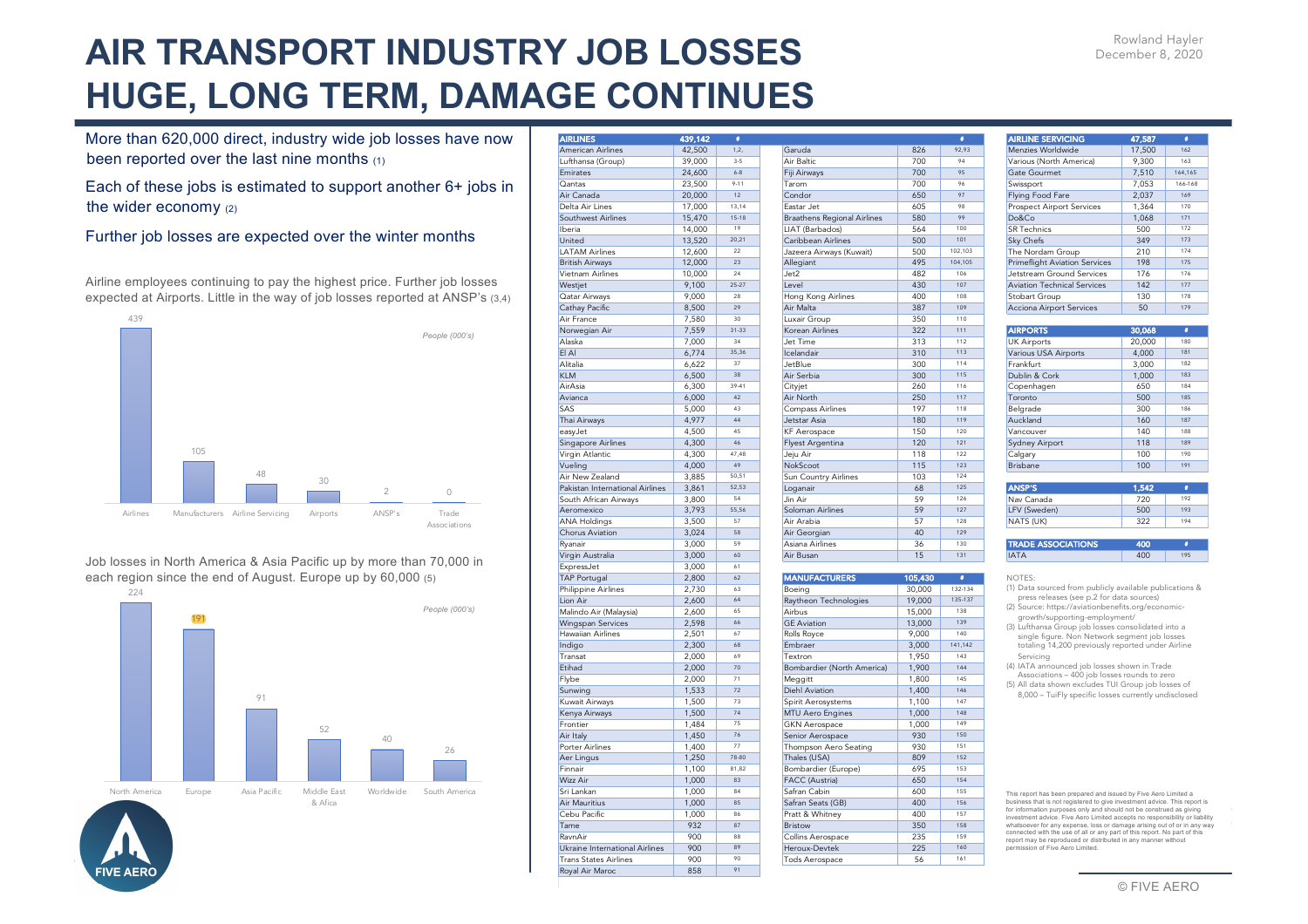# AIR TRANSPORT INDUSTRY JOB LOSSES
# HUGE, LONG TERM, DAMAGE CONTINUES

Rowland Hayler
December 8, 2020

More than 620,000 direct, industry wide job losses have now been reported over the last nine months (1)

Each of these jobs is estimated to support another 6+ jobs in the wider economy (2)

Further job losses are expected over the winter months

Airline employees continuing to pay the highest price. Further job losses expected at Airports. Little in the way of job losses reported at ANSP's (3,4)

People (000's)

439
105
48
30
2
0

Airlines
Manufacturers
Airline Servicing
Airports
ANSP's
Trade Associations

Job losses in North America & Asia Pacific up by more than 70,000 in each region since the end of August. Europe up by 60,000 (5)

People (000's)

224
191
91
52
40
26

North America
Europe
Asia Pacific
Middle East & Afica
Worldwide
South America

| AIRLINES | 439,142 | # |
|---|---|---|
| American Airlines | 42,500 | 1,2, |
| Lufthansa (Group) | 39,000 | 3-5 |
| Emirates | 24,600 | 6-8 |
| Qantas | 23,500 | 9-11 |
| Air Canada | 20,000 | 12 |
| Delta Air Lines | 17,000 | 13,14 |
| Southwest Airlines | 15,470 | 15-18 |
| Iberia | 14,000 | 19 |
| United | 13,520 | 20,21 |
| LATAM Airlines | 12,600 | 22 |
| British Airways | 12,000 | 23 |
| Vietnam Airlines | 10,000 | 24 |
| Westjet | 9,100 | 25-27 |
| Qatar Airways | 9,000 | 28 |
| Cathay Pacific | 8,500 | 29 |
| Air France | 7,580 | 30 |
| Norwegian Air | 7,559 | 31-33 |
| Alaska | 7,000 | 34 |
| El Al | 6,774 | 35,36 |
| Alitalia | 6,622 | 37 |
| KLM | 6,500 | 38 |
| AirAsia | 6,300 | 39-41 |
| Avianca | 6,000 | 42 |
| SAS | 5,000 | 43 |
| Thai Airways | 4,977 | 44 |
| easyJet | 4,500 | 45 |
| Singapore Airlines | 4,300 | 46 |
| Virgin Atlantic | 4,300 | 47,48 |
| Vueling | 4,000 | 49 |
| Air New Zealand | 3,885 | 50,51 |
| Pakistan International Airlines | 3,861 | 52,53 |
| South African Airways | 3,800 | 54 |
| Aeromexico | 3,793 | 55,56 |
| ANA Holdings | 3,500 | 57 |
| Chorus Aviation | 3,024 | 58 |
| Ryanair | 3,000 | 59 |
| Virgin Australia | 3,000 | 60 |
| ExpressJet | 3,000 | 61 |
| TAP Portugal | 2,800 | 62 |
| Philippine Airlines | 2,730 | 63 |
| Lion Air | 2,600 | 64 |
| Malindo Air (Malaysia) | 2,600 | 65 |
| Wingspan Services | 2,598 | 66 |
| Hawaiian Airlines | 2,501 | 67 |
| Indigo | 2,300 | 68 |
| Transat | 2,000 | 69 |
| Etihad | 2,000 | 70 |
| Flybe | 2,000 | 71 |
| Sunwing | 1,533 | 72 |
| Kuwait Airways | 1,500 | 73 |
| Kenya Airways | 1,500 | 74 |
| Frontier | 1,484 | 75 |
| Air Italy | 1,450 | 76 |
| Porter Airlines | 1,400 | 77 |
| Aer Lingus | 1,250 | 78-80 |
| Finnair | 1,100 | 81,82 |
| Wizz Air | 1,000 | 83 |
| Sri Lankan | 1,000 | 84 |
| Air Mauritius | 1,000 | 85 |
| Cebu Pacific | 1,000 | 86 |
| Tame | 932 | 87 |
| RavnAir | 900 | 88 |
| Ukraine International Airlines | 900 | 89 |
| Trans States Airlines | 900 | 90 |
| Royal Air Maroc | 858 | 91 |
| Garuda | 826 | 92,93 |
| Air Baltic | 700 | 94 |
| Fiji Airways | 700 | 95 |
| Tarom | 700 | 96 |
| Condor | 650 | 97 |
| Eastar Jet | 605 | 98 |
| Braathens Regional Airlines | 580 | 99 |
| LIAT (Barbados) | 564 | 100 |
| Caribbean Airlines | 500 | 101 |
| Jazeera Airways (Kuwait) | 500 | 102,103 |
| Allegiant | 495 | 104,105 |
| Jet2 | 482 | 106 |
| Level | 430 | 107 |
| Hong Kong Airlines | 400 | 108 |
| Air Malta | 387 | 109 |
| Luxair Group | 350 | 110 |
| Korean Airlines | 322 | 111 |
| Jet Time | 313 | 112 |
| Icelandair | 310 | 113 |
| JetBlue | 300 | 114 |
| Air Serbia | 300 | 115 |
| Cityjet | 260 | 116 |
| Air North | 250 | 117 |
| Compass Airlines | 197 | 118 |
| Jetstar Asia | 180 | 119 |
| KF Aerospace | 150 | 120 |
| Flyest Argentina | 120 | 121 |
| Jeju Air | 118 | 122 |
| NokScoot | 115 | 123 |
| Sun Country Airlines | 103 | 124 |
| Loganair | 68 | 125 |
| Jin Air | 59 | 126 |
| Soloman Airlines | 59 | 127 |
| Air Arabia | 57 | 128 |
| Air Georgian | 40 | 129 |
| Asiana Airlines | 36 | 130 |
| Air Busan | 15 | 131 |

| MANUFACTURERS | 105,430 | # |
|---|---|---|
| Boeing | 30,000 | 132-134 |
| Raytheon Technologies | 19,000 | 135-137 |
| Airbus | 15,000 | 138 |
| GE Aviation | 13,000 | 139 |
| Rolls Royce | 9,000 | 140 |
| Embraer | 3,000 | 141,142 |
| Textron | 1,950 | 143 |
| Bombardier (North America) | 1,900 | 144 |
| Meggitt | 1,800 | 145 |
| Diehl Aviation | 1,400 | 146 |
| Spirit Aerosystems | 1,100 | 147 |
| MTU Aero Engines | 1,000 | 148 |
| GKN Aerospace | 1,000 | 149 |
| Senior Aerospace | 930 | 150 |
| Thompson Aero Seating | 930 | 151 |
| Thales (USA) | 809 | 152 |
| Bombardier (Europe) | 695 | 153 |
| FACC (Austria) | 650 | 154 |
| Safran Cabin | 600 | 155 |
| Safran Seats (GB) | 400 | 156 |
| Pratt & Whitney | 400 | 157 |
| Bristow | 350 | 158 |
| Collins Aerospace | 235 | 159 |
| Heroux-Devtek | 225 | 160 |
| Tods Aerospace | 56 | 161 |

| AIRLINE SERVICING | 47,587 | # |
|---|---|---|
| Menzies Worldwide | 17,500 | 162 |
| Various (North America) | 9,300 | 163 |
| Gate Gourmet | 7,510 | 164,165 |
| Swissport | 7,053 | 166-168 |
| Flying Food Fare | 2,037 | 169 |
| Prospect Airport Services | 1,364 | 170 |
| Do&Co | 1,068 | 171 |
| SR Technics | 500 | 172 |
| Sky Chefs | 349 | 173 |
| The Nordam Group | 210 | 174 |
| Primeflight Aviation Services | 198 | 175 |
| Jetstream Ground Services | 176 | 176 |
| Aviation Technical Services | 142 | 177 |
| Stobart Group | 130 | 178 |
| Acciona Airport Services | 50 | 179 |

| AIRPORTS | 30,068 | # |
|---|---|---|
| UK Airports | 20,000 | 180 |
| Various USA Airports | 4,000 | 181 |
| Frankfurt | 3,000 | 182 |
| Dublin & Cork | 1,000 | 183 |
| Copenhagen | 650 | 184 |
| Toronto | 500 | 185 |
| Belgrade | 300 | 186 |
| Auckland | 160 | 187 |
| Vancouver | 140 | 188 |
| Sydney Airport | 118 | 189 |
| Calgary | 100 | 190 |
| Brisbane | 100 | 191 |

| ANSP'S | 1,542 | # |
|---|---|---|
| Nav Canada | 720 | 192 |
| LFV (Sweden) | 500 | 193 |
| NATS (UK) | 322 | 194 |

| TRADE ASSOCIATIONS | 400 | # |
|---|---|---|
| IATA | 400 | 195 |

NOTES:

(1) Data sourced from publicly available publications & press releases (see p.2 for data sources)
(2) Source: https://aviationbenefits.org/economic-growth/supporting-employment/
(3) Lufthansa Group job losses consolidated into a single figure. Non Network segment job losses totaling 14,200 previously reported under Airline Servicing
(4) IATA announced job losses shown in Trade Associations – 400 job losses rounds to zero
(5) All data shown excludes TUI Group job losses of 8,000 – TuiFly specific losses currently undisclosed

This report has been prepared and issued by Five Aero Limited a business that is not registered to give investment advice. This report is for information purposes only and should not be construed as giving investment advice. Five Aero Limited accepts no responsibility or liability whatsoever for any expense, loss or damage arising out of or in any way connected with the use of all or any part of this report. No part of this report may be reproduced or distributed in any manner without permission of Five Aero Limited.

FIVE AERO

© FIVE AERO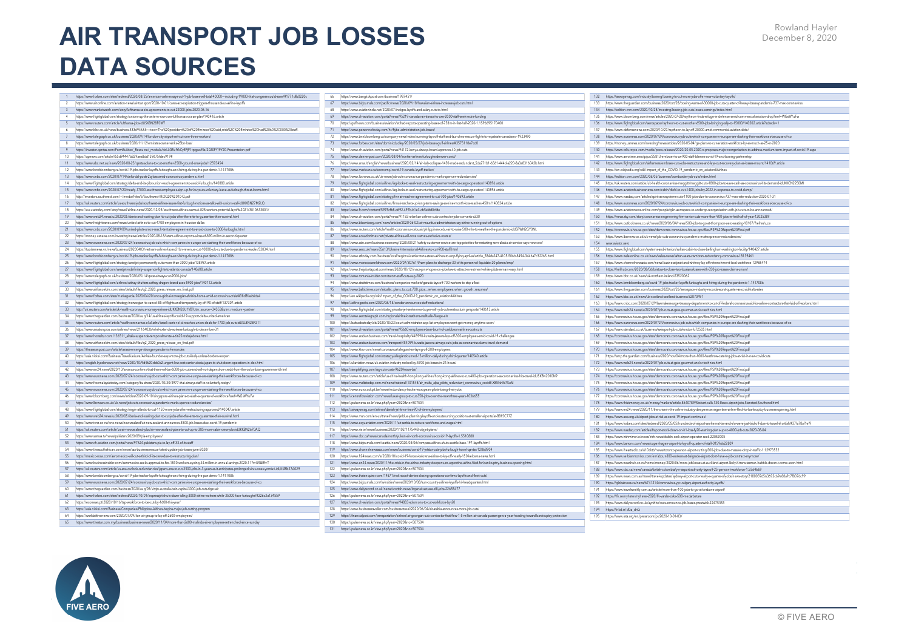# AIR TRANSPORT JOB LOSSES DATA SOURCES

Rowland Hayler
December 8, 2020

| # | Source |
|---|---|
| 1 | https://www.forbes.com/sites/tedreed/2020/08/25/american-airlines-says-oct-1-job-losses-will-total-40000--including-19000-that-congress-could-save/#1771d8b0220c |
| 2 | https://www.aironline.com/news/air-transport/2020-10-01/cares-act-expiration-triggers-thousands-us-airline-layoffs |
| 3 | https://www.marketwatch.com/story/lufthansa-seeks-agreements-to-cut-22000-jobs-2020-06-16 |
| 4 | https://www.flightglobal.com/strategy/unions-up-the-ante-in-row-over-lufthansas-ocean-plan/140416.article |
| 5 | https://www.reuters.com/article/lufthansa-jobs-idUSKBN28F0W7 |
| 6 | https://www.bbc.co.uk/news/business-53369463#:~:text=The%20president%20of%20Emirates%20said,crisis%2C%20Emirates%20had%20%2060%2C000%20staff. |
| 7 | https://www.telegraph.co.uk/business/2020/09/14/london-city-airport-set-cut-one-three-workers/ |
| 8 | https://www.telegraph.co.uk/business/2020/11/12/emirates-owner-sinks-28bn-loss/ |
| 9 | https://investor.qantas.com/FormBuilder/_Resource/_module/doLLG5uYNCyEFfjF1tpgew/file/2020FY/FY20-Presentation.pdf |
| 10 | https://apnews.com/article/65d94447b829ea8dd139675fdec9194 |
| 11 | https://www.abc.net.au/news/2020-08-25/qantas-plans-to-cut-another-2500-ground-crew-jobs/12593454 |
| 12 | https://www.bnnbloomberg.ca/covid-19-jobs-tracker-layoffs-furloughs-and-hiring-during-the-pandemic-1.1417086 |
| 13 | https://www.cnbc.com/2020/07/14/delta-dal-posts-2q-loss-amid-coronavirus-pandemic.html |
| 14 | https://www.flightglobal.com/strategy/delta-and-its-pilot-union-reach-agreement-to-avoid-furloughs/140880.article |
| 15 | https://www.cnbc.com/2020/07/20/nearly-17000-southwest-employees-sign-up-for-buyouts-voluntary-leave-as-furlough-threat-looms.html |
| 16 | http://investors.southwest.com/~/media/Files/S/Southwest-IR/2Q2020%20Q.pdf |
| 17 | https://uk.reuters.com/article/us-southwest-airlines-issues-first-furlough-notices-as-talks-with-unions-stall-idUKKBN27M2LQ |
| 18 | https://eu.usatoday.com/story/travel/airline-news/2020/12/03/southwest-airlines-issues-6-828-workers-potential-layoffs-2021/3810633001/ |
| 19 | https://www.web24.news/u/2020/05/iberia-and-vueling-plan-to-cut-jobs-after-the-erte-to-guarantee-their-survival.html |
| 20 | https://www.freightwaves.com/news/united-airlines-to-cut-4700-employees-in-houston-dallas |
| 21 | https://www.cnbc.com/2020/09/09/united-pilots-union-reach-tentative-agreement-to-avoid-close-to-3000-furloughs.html |
| 22 | https://money.usnews.com/investing/news/articles/2020-08-18/latam-airlines-reports-a-loss-of-890-million-in-second-quarter |
| 23 | https://www.euronews.com/2020/07/24/coronavirus-job-cuts-which-companies-in-europe-are-slashing-their-workforces-because-of-co |
| 24 | https://tuoitrenews.vn/news/business/20200403/vietnam-airlines-faces-21bn-revenue-cut-10000-job-cuts-due-to-pandemic-leader/53634.html |
| 25 | https://www.bnnbloomberg.ca/covid-19-jobs-tracker-layoffs-furloughs-and-hiring-during-the-pandemic-1.1417086 |
| 26 | https://www.flightglobal.com/strategy/westjet-permanently-cuts-more-than-3300-jobs/138987.article |
| 27 | https://www.flightglobal.com/westjet-indefinitely-suspends-flights-to-atlantic-canada/140608.article |
| 28 | https://www.telegraph.co.uk/business/2020/05/14/qatar-airways-cut-9000-jobs/ |
| 29 | https://www.flightglobal.com/airlines/cathay-shutters-cathay-dragon-brand-axes-5900-jobs/140712.article |
| 30 | https://www.airfinancefcom/sites/default/files/q2_2020_press_release_en_final.pdf |
| 31 | https://www.forbes.com/sites/mariaegerica/2020/04/20/once-global-norwegian-shrinks-home-amid-coronavirus-crises/#38d36abbdde4 |
| 32 | https://www.flightglobal.com/strategy/norwegian-to-cancel-85-of-flights-and-temporarily-lay-off-90-of-staff/137307.article |
| 33 | http://uk.reuters.com/article/uk-health-coronavirus-norway-airlines-idUKKBN26U1VB?utm_source=34553&utm_medium=partner |
| 34 | https://www.theguardian.com/business/2020/aug/14/us-airlines-layoffs-covid-19-support-delta-united-american |
| 35 | https://www.reuters.com/article/health-coronavirus-el-al-airl/israels-el-al-reaches-union-deals-for-1700-job-cuts-idUSL8N2EF211 |
| 36 | https://www.aviationpros.com/airlines/news/21164036/el-al-extends-workers-furlough-to-december-31 |
| 37 | https://www.hosteltur.com/136511_alitalia-suspende-temporalmente-a-6622-trabajadores.html |
| 38 | https://www.airfinancefcom/sites/default/files/q2_2020_press_release_en_final.pdf |
| 39 | https://theasianpost.com/article/airasia-emerge-stronger-pandemic-fernandes |
| 40 | https://asia.nikkei.com/Business/Travel-Leisure/AirAsia-founder-says-more-job-cuts-likely-unless-borders-reopen |
| 41 | https://english.kyodonews.net/news/2020/10/9d4620cbb0a2-urgent-low-cost-carrier-airasia-japan-to-shut-down-operations-in-dec.html |
| 42 | https://www.en24.news/2020/10/avianca-confirms-that-there-will-be-6000-job-cuts-and-will-not-depend-on-credit-from-the-colombian-government.html |
| 43 | https://www.euronews.com/2020/07/24/coronavirus-job-cuts-which-companies-in-europe-are-slashing-their-workforces-because-of-co |
| 44 | https://www.freemalaysiatoday.com/category/business/2020/10/30/4977-the-airways-staff-to-voluntary-resign/ |
| 45 | https://www.euronews.com/2020/07/24/coronavirus-job-cuts-which-companies-in-europe-are-slashing-their-workforces-because-of-co |
| 46 | https://www.bloomberg.com/news/articles/2020-09-10/singapore-airlines-plans-to-slash-a-quarter-of-workforce?sref=WGaWYuFw |
| 47 | https://www.lbcnews.co.uk/uk-news/job-cuts-coronavirus-pandemic-marks-spencer-redundancies/ |
| 48 | https://www.flightglobal.com/strategy/virgin-atlantic-to-cut-1150-more-jobs-after-restructuring-approved/140347.article |
| 49 | https://www.web24.news/u/2020/05/iberia-and-vueling-plan-to-cut-jobs-after-the-erte-to-guarantee-their-survival.html |
| 50 | https://www.rnz.co.nz/one-news/new-zealand/air-new-zealand-announces-3500-job-losses-due-covid-19-pandemic |
| 51 | https://uk.reuters.com/article/us-air-new-zealand-jobs/air-new-zealand-plans-to-cut-up-to-385-more-cabin-crew-jobs-idUKKBN2670AQ |
| 52 | https://www.samaa.tv/news/pakistan/2020/09/pia-employees/ |
| 53 | https://www.ch-aviation.com/portal/news/97624-pakistans-pia-to-lay-off-33-of-its-staff |
| 54 | https://www.thesouthafrican.com/news/saa-business-rescue-latest-update-job-losses-june-2020/ |
| 55 | https://mexico-now.com/aeromexico-will-cut-a-third-of-its-crew-due-to-restructuring-plan/ |
| 56 | https://www.businessinsider.com/aeromexico-seeks-approval-to-fire-1803-workers-eyeing-44-million-in-annual-savings-2020-11?r=US&IR=T |
| 57 | https://uk.reuters.com/article/us-ana-outlook-redundancies/japans-ana-to-cut-3500-jobs-in-3-years-as-it-anticipates-prolonged-virus-woes-yomiuri-idUKKBN27A029 |
| 58 | https://www.bnnbloomberg.ca/covid-19-jobs-tracker-layoffs-furloughs-and-hiring-during-the-pandemic-1.1417086 |
| 59 | https://www.euronews.com/2020/07/24/coronavirus-job-cuts-which-companies-in-europe-are-slashing-their-workforces-because-of-co |
| 60 | https://www.theguardian.com/business/2020/aug/05/virgin-australia-bain-capital-3000-job-cuts-tiger-air |
| 61 | https://www.forbes.com/sites/tedreed/2020/10/01/expressjet-shuts-down-idling-3000-airline-workers-while-35000-face-furloughs/#226e3a134559 |
| 62 | https://economictimes.indiatimes.com/2020/10/16/tap-workforce-to-be-cut-by-1600-this-year/ |
| 63 | https://asia.nikkei.com/Business/Companies/Philippine-Airlines-begins-major-job-cutting-program |
| 64 | https://worldairlinenews.com/2020/07/09/lion-air-group-to-lay-off-2600-employees/ |
| 65 | https://www.thestar.com.my/business/business-news/2020/11/04/more-than-2600-malindo-air-employees-retrenched-since-sunday |
| 66 | https://www.bangkokpost.com/business/1987451/ |
| 67 | https://www.bizjournals.com/pacific/news/2020/09/18/hawaiian-airlines-increases-job-cuts.html |
| 68 | https://www.aviation-india.net/2020/07/indigos-layoffs-and-salary-cuts-to.html |
| 69 | https://www.ch-aviation.com/portal/news/95219-canadas-air-transat-to-axe-2000-staff-seek-extra-funding |
| 70 | https://gulfnews.com/business/aviation/etihad-reports-operating-losses-of-758m-in-first-half-2020-1.1596695170400 |
| 71 | https://www.personneltoday.com/hr/flybe-administration-job-losses/ |
| 72 | https://www.bnnbloomberg.ca/company-news/video/sunwing-lays-off-staff-and-launches-rescue-flights-to-repatriate-canadians~1923490 |
| 73 | https://www.forbes.com/sites/dominicdudley/2020/05/27/jobs-losses-gulf-airlines/#3575118e7cd0 |
| 74 | https://www.ch-aviation.com/portal/news/94172-kenya-airways-board-approves-40-job-cuts |
| 75 | https://www.denverpost.com/2020/08/04/frontier-airlines-furloughs-denver-covid/ |
| 76 | https://www.arsa.it/english/news/business/2020/02/14/air-italy-collapse-1450-made-redundant_5da271b1-6561-444d-a220-8a3a8316042b.html |
| 77 | https://www.macleans.ca/economy/covid-19-canada-layoff-tracker/ |
| 78 | https://www.lbcnews.co.uk/uk-news/job-cuts-coronavirus-pandemic-marks-spencer-redundancies/ |
| 79 | https://www.flightglobal.com/airlines/iag-looks-to-seal-restructuring-agreement-with-ba-cargo-operation/140896.article |
| 80 | https://www.flightglobal.com/airlines/iag-looks-to-seal-restructuring-agreement-with-ba-cargo-operation/140896.article |
| 81 | https://www.flightglobal.com/strategy/finnair-reaches-agreement-to-cut-700-jobs/140693.article |
| 82 | https://www.flightglobal.com/airlines/finnair-ratchets-up-long-term-savings-as-nine-month-loss-reaches-450m/140834.article |
| 83 | https://www.ft.com/content/5975cfb8-d692-497b-b1e3-c5afdd0cfde |
| 84 | https://www.ch-aviation.com/portal/news/91183-srilankan-airlines-cuts-contractor-jobs-converts-a330 |
| 85 | https://www.bloomberg.com/news/articles/2020-06-02/air-mauritius-administrators-say-airline-running-out-of-options |
| 86 | https://www.reuters.com/article/health-coronavirus-cebuair-philippines-cebu-air-to-ease-500-min-to-weather-the-pandemic-idUSPWN2GY0NL |
| 87 | https://www.ecuadortimes.net/private-airlines-will-cover-tame-executive-routes/ |
| 88 | https://www.adn.com/business-economy/2020/08/21/ravn-alaska-airlines-to-stop-flying-airlines/article_584da2474105-506b-8494-3446a7c32265.html |
| 89 | https://www.aero.uk/news-35613/Ukraine-International-Airlines-to-cut-900-staff.html |
| 90 | https://www.stltoday.com/business/local/regional-carrier-trans-states-airlines-to-stop-flying-airlines/article_584da2474105-506b-8494-3446a7c32265.html |
| 91 | https://www.moneycontrol.com/news/2020/07/2020/07/4/air-plans-to-discharge-30-of-its-personnel-liquidate-20-planes/amp/ |
| 92 | https://www.thejakartapost.com/news/2020/10/12/nusa-pros-hopes-on-jobs-law-to-attract-investment-while-pilots-remain-wary.html |
| 93 | https://www.romania-insider.com/tarom-staff-cuts-aug-2020 |
| 94 | https://www.straitstimes.com/business/companies-markets/garuda-lays-off-700-workers-to-stay-afloat |
| 95 | https://www.baltictimes.com/airbaltic_plans_to_cut_700_jobs_where_employees_where_growth_resumes/ |
| 96 | https://en.wikipedia.org/wiki/Impact_of_the_COVID-19_pandemic_on_aviation#Airlines |
| 97 | https://airlinegeeks.com/2020/06/15/condor-announces-staff-reductions/ |
| 98 | https://www.flightglobal.com/strategy/easterair-seeks-new-buyer-with-job-cuts-restructure-in-progress/140613.article |
| 99 | https://www.aerotelegraph.com/regionalairline-braathens-stellt-alle-fluege-ein |
| 100 | https://barbadostoday.bb/2020/10/23/court-administrator-says-liat-cannot-get-money-anytime-soon/ |
| 101 | https://www.ch-aviation.com/portal/news/95660-employees-bear-brunt-of-cutbacks-airlines-cut-cuts |
| 102 | https://www.arabianbusiness.com/travel-hospitality/445990-kuwaits-jazeera-lays-off-300-employees-amid-covid-19-challenges |
| 103 | https://www.arabianbusiness.com/transport/454099-kuwaits-jazeera-airways-cuts-jobs-as-coronavirus-slams-travel-demand |
| 104 | https://www.ktnv.com/news/coronavirus/allegiant-air-laying-off-200-employees |
| 105 | https://www.flightglobal.com/strategy/allegiant-burned-13-million-daily-during-third-quarter/140540.article |
| 106 | https://ukaviation.news/uk-aviation-industry-rocked-by-5700-job-losses-in-24-hours/ |
| 107 | https://simpleflying.com/tag-cuts-costs-9620-leave-ba/ |
| 108 | https://www.reuters.com/article/us-china-health-hongkong-airlines/hong-kong-airlines-to-cut-400-jobs-operations-as-coronavirus-hits-travel-idUSKBN20109N9 |
| 109 | https://www.maltatoday.com.mt/news/national/101548/air_malta_alpa_pilots_redundant_coronavirus_covid#.XBSNn9k7SuM |
| 110 | https://www.eurocockpit.be/news/redundancy-tracker-european-pilots-losing-their-jobs |
| 111 | https://centreforaviation.com/news/lusair-group-to-cut-350-jobs-over-the-next-three-years-1036655 |
| 112 | https://pulsenews.co.kr/view.php?year=2020&no=507504 |
| 113 | https://airwaysmag.com/airlines/danish-jet-time-files-for-70-employees/ |
| 114 | https://www.msn.com/en-us/travel/news/jetblue-planning-layoffs-and-outsourcing-positions-at-smaller-airports/ar-BB15C77Z |
| 115 | https://www.easyaviation.com/2020/11/air-serbia-to-reduce-workforce-and-wages.html |
| 116 | https://www.rte.ie/news/business/2020/1102/1175448-cityjet-plans/ |
| 117 | https://www.cbc.ca/news/canada/north/yukon-air-north-coronavirus-covid-19-layoffs-1.5510880 |
| 118 | https://www.bizjournals.com/seattle/news/2020/03/26/compass-airlines-shuts-seattle-base-197-layoffs.html |
| 119 | https://www.channelnewsasia.com/news/business/covid-19-jetstar-cuts-jobs-furlough-travel-qantas-12868904 |
| 120 | https://www.h24news.com/u/2020/10/covid-19-forces-kelowna-airline-to-lay-off-nearly-150-kelowna-news.html |
| 121 | https://www.en24.news/2020/11/the-crisis-in-the-airline-industry-deepens-an-argentine-airline-filed-for-bankruptcy-business-opening.html |
| 122 | https://pulsenews.co.kr/view.php?year=2020&no=507504 |
| 123 | https://www.thienquyen.com/14871/rock-accident-denies-closing-operations-confirms-layoffs-and-fleet-cuts/ |
| 124 | https://www.bizjournals.com/twincities/news/2020/10/03/sun-country-airlines-layoffs-first-headquarters.html |
| 125 | https://www.dailyrecord.co.uk/news/scottish-news/loganair-set-axe-68-jobs-22655477 |
| 126 | https://pulsenews.co.kr/view.php?year=2020&no=507504 |
| 127 | https://www.ch-aviation.com/portal/news/94883-solomons-to-cut-workforce-by-20 |
| 128 | https://www.businesstraveller.com/business-travel/2020/06/04/air-arabia-announces-more-job-cuts/ |
| 129 | https://financialpost.com/transportation/airlines/air-georgian-sub-contractor-that-flew-1-5-million-air-canada-passengers-a-year-heading-toward-bankruptcy-protection |
| 130 | https://pulsenews.co.kr/view.php?year=2020&no=507504 |
| 131 | https://pulsenews.co.kr/view.php?year=2020&no=507504 |
| 132 | https://airwaysmag.com/industry/boeing/boeing-to-cut-more-jobs-offer-new-voluntary-layoffs/ |
| 133 | https://www.theguardian.com/business/2020/oct/28/boeing-warns-of-30000-job-cuts-years-of-heavy-losses-pandemic-737-max-coronavirus |
| 134 | https://edition.cnn.com/2020/10/28/investing/boeing-job-cuts-losses-earnings/index.html |
| 135 | https://www.bloomberg.com/news/articles/2020-07-28/raytheon-finds-refuge-in-defense-amid-commercial-aviation-drop?sref=WGaWYuFw |
| 136 | https://www.flightglobal.com/aerospace/raytheon-to-cut-another-6500-jobs-bringing-tally-to-15000/140202.article?adredir=1 |
| 137 | https://www.defensenews.com/2020/10/27/raytheon-to-lay-off-20000-amid-commercial-aviation-slide/ |
| 138 | https://www.euronews.com/2020/07/24/coronavirus-job-cuts-which-companies-in-europe-are-slashing-their-workforces-because-of-co |
| 139 | https://money.usnews.com/investing/news/articles/2020-05-04/ge-plans-to-cut-aviation-workforce-by-as-much-as-25-in-2020 |
| 140 | https://www.rolls-royce.com/media/press-releases/2020/20-05-2020-rr-proposes-major-reorganisation-to-address-medium-term-impact-of-covid-19.aspx |
| 141 | https://www.aerotime.aero/rytas/25813-embraer-to-ax-900-staff-blames-covid-19-and-boeing-partnership |
| 142 | https://www.flightglobal.com/airframers/embraer-cuts-jobs-restructures-and-lays-out-recovery-plan-as-losses-mount/141069.article |
| 143 | https://en.wikipedia.org/wiki/Impact_of_the_COVID-19_pandemic_on_aviation#Airlines |
| 144 | https://edition.cnn.com/2020/06/05/business/bombardier-job-cuts/index.html |
| 145 | https://uk.reuters.com/article/uk-health-coronavirus-meggitt/meggitt-cuts-1800-jobs-to-save-cash-as-coronavirus-hits-demand-idUKKCN2250MI |
| 146 | https://www.aviationbusinessnews.com/cabin/diehl-to-cut-1400-jobs-by-2022-in-response-to-covid-slump/ |
| 147 | https://www.nasdaq.com/articles/spirit-aerosystems-cuts-1100-jobs-due-to-coronavirus-737-max-rate-reduction-2020-07-31 |
| 148 | https://www.euronews.com/2020/07/24/coronavirus-job-cuts-which-companies-in-europe-are-slashing-their-workforces-because-of-co |
| 149 | https://www.aviationnews-online.com/people/gkn-aerospace-to-undergo-reorganisation-with-job-cuts-to-be-announced/ |
| 150 | https://news.sky.com/story/coronavirus-engineering-firm-senior-cuts-more-than-900-jobs-in-first-half-of-year-12025389 |
| 151 | https://www.outlookindia.com/news/2020/06/04/news/500-jobs-to-go-at-thompson-aero-seating-10107/?refresh_ce |
| 152 | https://coronavirus.house.gov/sites/democrats.coronavirus.house.gov/files/PSP%20Report%20Final.pdf |
| 153 | https://www.lbcnews.co.uk/uk-news/job-cuts-coronavirus-pandemic-marks-spencer-redundancies/ |
| 154 | www.aviator.aero |
| 155 | https://www.flightglobal.com/systems-and-interiors/safran-cabin-to-close-bellingham-washington-facility/140427.article |
| 156 | https://www.walesonline.co.uk/news/wales-news/safran-seats-cwmbran-redundancy-coronavirus-18139461 |
| 157 | https://www.channelnewsasia.com/news/business/pratt-and-whitney-lay-off-retrenchment-local-workforce-12986474 |
| 158 | https://thehub.com/2020/08/06/bristow-to-close-two-louisiana-bases-with-350-job-losses-claims-union/ |
| 159 | https://www.bbc.co.uk/news/uk-northern-ireland-53520062 |
| 160 | https://www.bnnbloomberg.ca/covid-19-jobs-tracker-layoffs-furloughs-and-hiring-during-the-pandemic-1.1417086 |
| 161 | https://www.theguardian.com/business/2020/oct/26/aerospace-industry-records-worst-quarter-as-covid-halts-sales |
| 162 | https://www.bbc.co.uk/news/uk-scotland-scotland-business-52070491 |
| 163 | https://www.cnbc.com/2020/07/29/lawmakers-urge-treasury-department-to-cut-off-federal-coronavirus-aid-for-airline-contractors-that-laid-off-workers.html |
| 164 | https://www.web24.news/u/2020/07/job-cuts-at-gate-gourmet-and-sr-technics.html |
| 165 | https://coronavirus.house.gov/sites/democrats.coronavirus.house.gov/files/PSP%20Report%20Final.pdf |
| 166 | https://www.euronews.com/2020/07/24/coronavirus-job-cuts-which-companies-in-europe-are-slashing-their-workforces-because-of-co |
| 167 | https://www.standard.co.uk/business/swissport-job-cuts-london-b72505.html |
| 168 | https://coronavirus.house.gov/sites/democrats.coronavirus.house.gov/files/PSP%20Report%20Final.pdf |
| 169 | https://coronavirus.house.gov/sites/democrats.coronavirus.house.gov/files/PSP%20Report%20Final.pdf |
| 170 | https://coronavirus.house.gov/sites/democrats.coronavirus.house.gov/files/PSP%20Report%20Final.pdf |
| 171 | https://amp.theguardian.com/business/2020/nov/04/more-than-1000-heathrow-catering-jobs-at-risk-in-new-covid-cuts |
| 172 | https://www.web24.news/u/2020/07/job-cuts-at-gate-gourmet-and-sr-technics.html |
| 173 | https://coronavirus.house.gov/sites/democrats.coronavirus.house.gov/files/PSP%20Report%20Final.pdf |
| 174 | https://coronavirus.house.gov/sites/democrats.coronavirus.house.gov/files/PSP%20Report%20Final.pdf |
| 175 | https://coronavirus.house.gov/sites/democrats.coronavirus.house.gov/files/PSP%20Report%20Final.pdf |
| 176 | https://coronavirus.house.gov/sites/democrats.coronavirus.house.gov/files/PSP%20Report%20Final.pdf |
| 177 | https://coronavirus.house.gov/sites/democrats.coronavirus.house.gov/files/PSP%20Report%20Final.pdf |
| 178 | https://www.thisismoney.co.uk/money/markets/article-8640789/Stobart-culls-130-Essex-airport-jobs-Stansted-Southend.html |
| 179 | https://www.en24.news/2020/11/the-crisis-in-the-airline-industry-deepens-an-argentine-airline-filed-for-bankruptcy-business-opening.html |
| 180 | https://www.aoa.org.uk/airport-jobs-at-risk-as-covid-19-impact-continues/ |
| 181 | https://www.forbes.com/sites/tedreed/2020/05/05/hundreds-of-airport-workers-at-lax-and-elsewhere-just-laid-off-due-to-travel-shortfall/#37fa78af1ef9 |
| 182 | https://www.nasdaq.com/articles/heport-stock-down-on-h1-loss-h2-earning-plan-up-to-4000-job-cuts-2020-08-04 |
| 183 | https://www.irishmirror.ie/news/irish-news/dublin-cork-airport-operator-seek-22052005 |
| 184 | https://www.barrons.com/news/copenhagen-airport-to-lay-off-quarter-of-staff-01596622809 |
| 185 | https://www.iheartradio.ca/610cktb/news/toronto-pearson-airport-cutting-500-jobs-due-to-massive-drop-in-traffic-1.12973552 |
| 186 | https://www.serbianmonitor.com/en/about-300-workers-at-belgrade-airport-dont-have-a-job-contract-anymore/ |
| 187 | https://www.newshub.co.nz/home/money/2020/06/more-job-losses-at-auckland-airport-likely-if-trans-tasman-bubble-doesn-t-come-soon.html |
| 188 | https://www.cbc.ca/news/canada/british-columbia/yvr-airport-authority-lays-off-25-per-cent-workforce-1.5564669 |
| 189 | https://www.news.com.au/travel/travel-updates/sydney-airport-cuts-nearly-a-quarter-of-jobs/news-story/2180059d563692cd9e88af7807dc99 |
| 190 | https://globalnews.ca/news/6741214/coronavirus-yyc-calgary-airport-authority-layoffs/ |
| 191 | https://www.travelweekly.com.au/article/more-than-100-jobs-to-go-at-brisbane-airport/ |
| 192 | https://fil.se/nyheter/nyheter-2020/fly-vanlar-sina-500-medarbetare |
| 193 | https://www.dailyrecord.co.uk/ayrshire/nats-announces-job-losses-prestwick-22475353 |
| 194 | https://nkd.in/dGa_dnG |
| 195 | https://www.iata.org/en/pressroom/pr/2020-10-01-03/ |